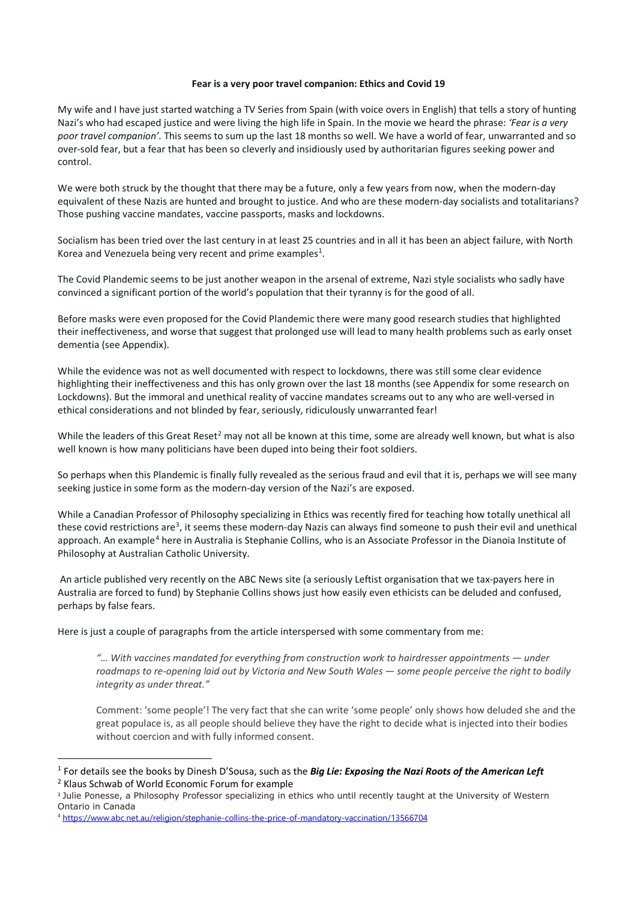**Fear is a very poor travel companion: Ethics and Covid 19**

My wife and I have just started watching a TV Series from Spain (with voice overs in English) that tells a story of hunting Nazi's who had escaped justice and were living the high life in Spain. In the movie we heard the phrase: *'Fear is a very poor travel companion'.* This seems to sum up the last 18 months so well. We have a world of fear, unwarranted and so over-sold fear, but a fear that has been so cleverly and insidiously used by authoritarian figures seeking power and control.

We were both struck by the thought that there may be a future, only a few years from now, when the modern-day equivalent of these Nazis are hunted and brought to justice. And who are these modern-day socialists and totalitarians? Those pushing vaccine mandates, vaccine passports, masks and lockdowns.

Socialism has been tried over the last century in at least 25 countries and in all it has been an abject failure, with North Korea and Venezuela being very recent and prime examples[1].

The Covid Plandemic seems to be just another weapon in the arsenal of extreme, Nazi style socialists who sadly have convinced a significant portion of the world's population that their tyranny is for the good of all.

Before masks were even proposed for the Covid Plandemic there were many good research studies that highlighted their ineffectiveness, and worse that suggest that prolonged use will lead to many health problems such as early onset dementia (see Appendix).

While the evidence was not as well documented with respect to lockdowns, there was still some clear evidence highlighting their ineffectiveness and this has only grown over the last 18 months (see Appendix for some research on Lockdowns). But the immoral and unethical reality of vaccine mandates screams out to any who are well-versed in ethical considerations and not blinded by fear, seriously, ridiculously unwarranted fear!

While the leaders of this Great Reset[2] may not all be known at this time, some are already well known, but what is also well known is how many politicians have been duped into being their foot soldiers.

So perhaps when this Plandemic is finally fully revealed as the serious fraud and evil that it is, perhaps we will see many seeking justice in some form as the modern-day version of the Nazi's are exposed.

While a Canadian Professor of Philosophy specializing in Ethics was recently fired for teaching how totally unethical all these covid restrictions are[3], it seems these modern-day Nazis can always find someone to push their evil and unethical approach. An example[4] here in Australia is Stephanie Collins, who is an Associate Professor in the Dianoia Institute of Philosophy at Australian Catholic University.

An article published very recently on the ABC News site (a seriously Leftist organisation that we tax-payers here in Australia are forced to fund) by Stephanie Collins shows just how easily even ethicists can be deluded and confused, perhaps by false fears.

Here is just a couple of paragraphs from the article interspersed with some commentary from me:

> *"… With vaccines mandated for everything from construction work to hairdresser appointments — under roadmaps to re-opening laid out by Victoria and New South Wales — some people perceive the right to bodily integrity as under threat."*
>
> Comment: 'some people'! The very fact that she can write 'some people' only shows how deluded she and the great populace is, as all people should believe they have the right to decide what is injected into their bodies without coercion and with fully informed consent.

---

[1] For details see the books by Dinesh D'Sousa, such as the ***Big Lie: Exposing the Nazi Roots of the American Left***

[2] Klaus Schwab of World Economic Forum for example

[3] Julie Ponesse, a Philosophy Professor specializing in ethics who until recently taught at the University of Western Ontario in Canada

[4] https://www.abc.net.au/religion/stephanie-collins-the-price-of-mandatory-vaccination/13566704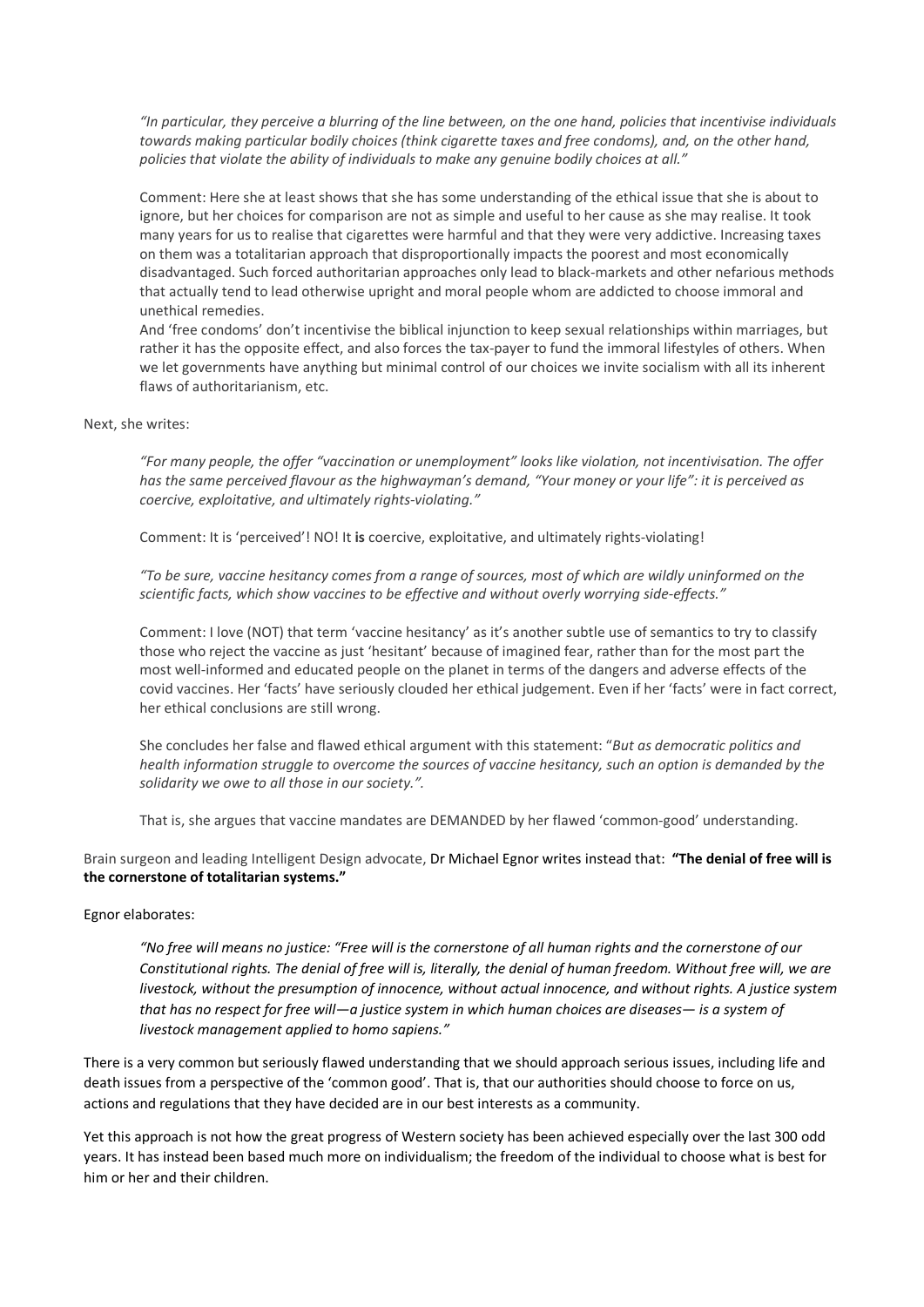*"In particular, they perceive a blurring of the line between, on the one hand, policies that incentivise individuals towards making particular bodily choices (think cigarette taxes and free condoms), and, on the other hand, policies that violate the ability of individuals to make any genuine bodily choices at all."*

Comment: Here she at least shows that she has some understanding of the ethical issue that she is about to ignore, but her choices for comparison are not as simple and useful to her cause as she may realise. It took many years for us to realise that cigarettes were harmful and that they were very addictive. Increasing taxes on them was a totalitarian approach that disproportionally impacts the poorest and most economically disadvantaged. Such forced authoritarian approaches only lead to black-markets and other nefarious methods that actually tend to lead otherwise upright and moral people whom are addicted to choose immoral and unethical remedies.

And 'free condoms' don't incentivise the biblical injunction to keep sexual relationships within marriages, but rather it has the opposite effect, and also forces the tax-payer to fund the immoral lifestyles of others. When we let governments have anything but minimal control of our choices we invite socialism with all its inherent flaws of authoritarianism, etc.

Next, she writes:

*"For many people, the offer "vaccination or unemployment" looks like violation, not incentivisation. The offer has the same perceived flavour as the highwayman's demand, "Your money or your life": it is perceived as coercive, exploitative, and ultimately rights-violating."*

Comment: It is 'perceived'! NO! It **is** coercive, exploitative, and ultimately rights-violating!

*"To be sure, vaccine hesitancy comes from a range of sources, most of which are wildly uninformed on the scientific facts, which show vaccines to be effective and without overly worrying side-effects."*

Comment: I love (NOT) that term 'vaccine hesitancy' as it's another subtle use of semantics to try to classify those who reject the vaccine as just 'hesitant' because of imagined fear, rather than for the most part the most well-informed and educated people on the planet in terms of the dangers and adverse effects of the covid vaccines. Her 'facts' have seriously clouded her ethical judgement. Even if her 'facts' were in fact correct, her ethical conclusions are still wrong.

She concludes her false and flawed ethical argument with this statement: "*But as democratic politics and health information struggle to overcome the sources of vaccine hesitancy, such an option is demanded by the solidarity we owe to all those in our society.".*

That is, she argues that vaccine mandates are DEMANDED by her flawed 'common-good' understanding.

Brain surgeon and leading Intelligent Design advocate, Dr Michael Egnor writes instead that: **"The denial of free will is the cornerstone of totalitarian systems."**

Egnor elaborates:

*"No free will means no justice: "Free will is the cornerstone of all human rights and the cornerstone of our Constitutional rights. The denial of free will is, literally, the denial of human freedom. Without free will, we are livestock, without the presumption of innocence, without actual innocence, and without rights. A justice system that has no respect for free will—a justice system in which human choices are diseases— is a system of livestock management applied to homo sapiens."*

There is a very common but seriously flawed understanding that we should approach serious issues, including life and death issues from a perspective of the 'common good'. That is, that our authorities should choose to force on us, actions and regulations that they have decided are in our best interests as a community.

Yet this approach is not how the great progress of Western society has been achieved especially over the last 300 odd years. It has instead been based much more on individualism; the freedom of the individual to choose what is best for him or her and their children.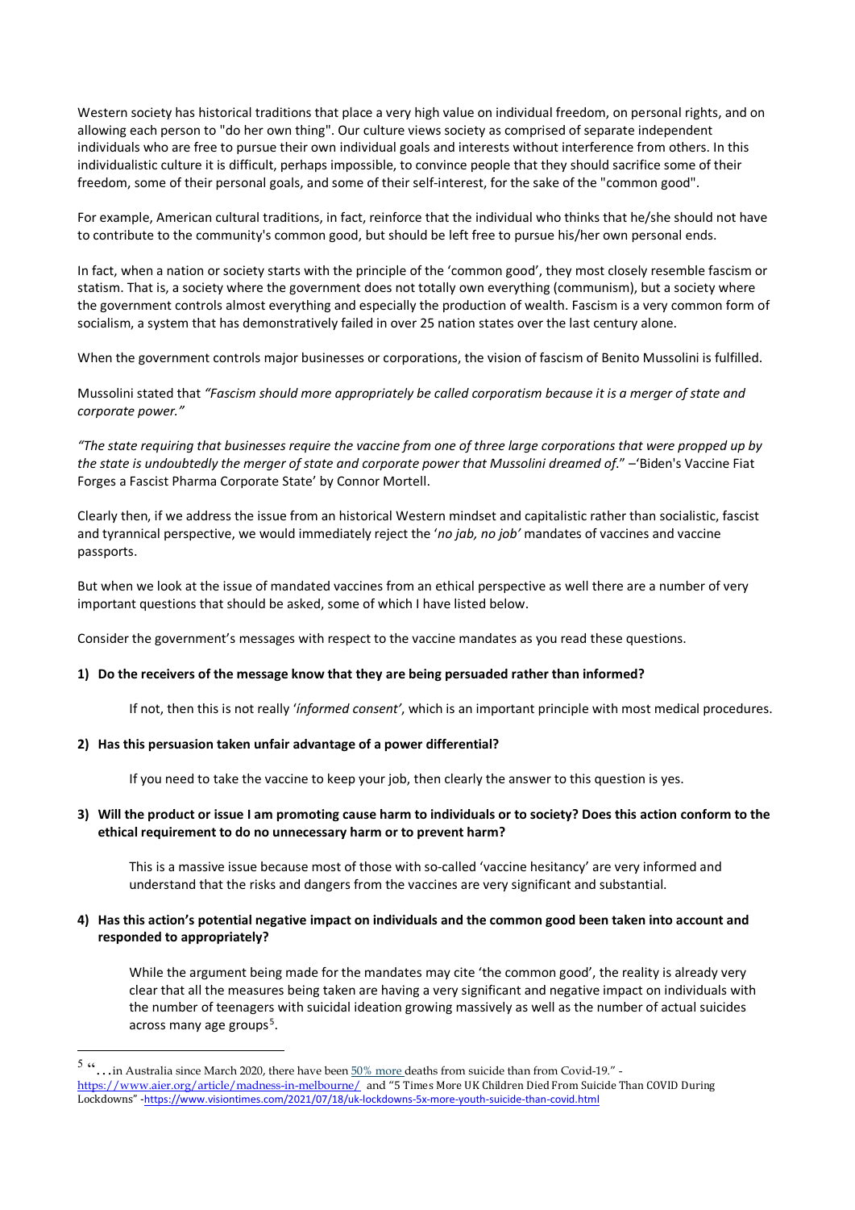Western society has historical traditions that place a very high value on individual freedom, on personal rights, and on allowing each person to "do her own thing". Our culture views society as comprised of separate independent individuals who are free to pursue their own individual goals and interests without interference from others. In this individualistic culture it is difficult, perhaps impossible, to convince people that they should sacrifice some of their freedom, some of their personal goals, and some of their self-interest, for the sake of the "common good".

For example, American cultural traditions, in fact, reinforce that the individual who thinks that he/she should not have to contribute to the community's common good, but should be left free to pursue his/her own personal ends.

In fact, when a nation or society starts with the principle of the 'common good', they most closely resemble fascism or statism. That is, a society where the government does not totally own everything (communism), but a society where the government controls almost everything and especially the production of wealth. Fascism is a very common form of socialism, a system that has demonstratively failed in over 25 nation states over the last century alone.

When the government controls major businesses or corporations, the vision of fascism of Benito Mussolini is fulfilled.

Mussolini stated that *"Fascism should more appropriately be called corporatism because it is a merger of state and corporate power."*

*"The state requiring that businesses require the vaccine from one of three large corporations that were propped up by the state is undoubtedly the merger of state and corporate power that Mussolini dreamed of."* –'Biden's Vaccine Fiat Forges a Fascist Pharma Corporate State' by Connor Mortell.

Clearly then, if we address the issue from an historical Western mindset and capitalistic rather than socialistic, fascist and tyrannical perspective, we would immediately reject the '*no jab, no job*' mandates of vaccines and vaccine passports.

But when we look at the issue of mandated vaccines from an ethical perspective as well there are a number of very important questions that should be asked, some of which I have listed below.

Consider the government's messages with respect to the vaccine mandates as you read these questions.

1) **Do the receivers of the message know that they are being persuaded rather than informed?**

   If not, then this is not really '*informed consent*', which is an important principle with most medical procedures.

2) **Has this persuasion taken unfair advantage of a power differential?**

   If you need to take the vaccine to keep your job, then clearly the answer to this question is yes.

3) **Will the product or issue I am promoting cause harm to individuals or to society? Does this action conform to the ethical requirement to do no unnecessary harm or to prevent harm?**

   This is a massive issue because most of those with so-called 'vaccine hesitancy' are very informed and understand that the risks and dangers from the vaccines are very significant and substantial.

4) **Has this action's potential negative impact on individuals and the common good been taken into account and responded to appropriately?**

   While the argument being made for the mandates may cite 'the common good', the reality is already very clear that all the measures being taken are having a very significant and negative impact on individuals with the number of teenagers with suicidal ideation growing massively as well as the number of actual suicides across many age groups[5].

---

[5] "…in Australia since March 2020, there have been 50% more deaths from suicide than from Covid-19." - https://www.aier.org/article/madness-in-melbourne/ and "5 Times More UK Children Died From Suicide Than COVID During Lockdowns" -https://www.visiontimes.com/2021/07/18/uk-lockdowns-5x-more-youth-suicide-than-covid.html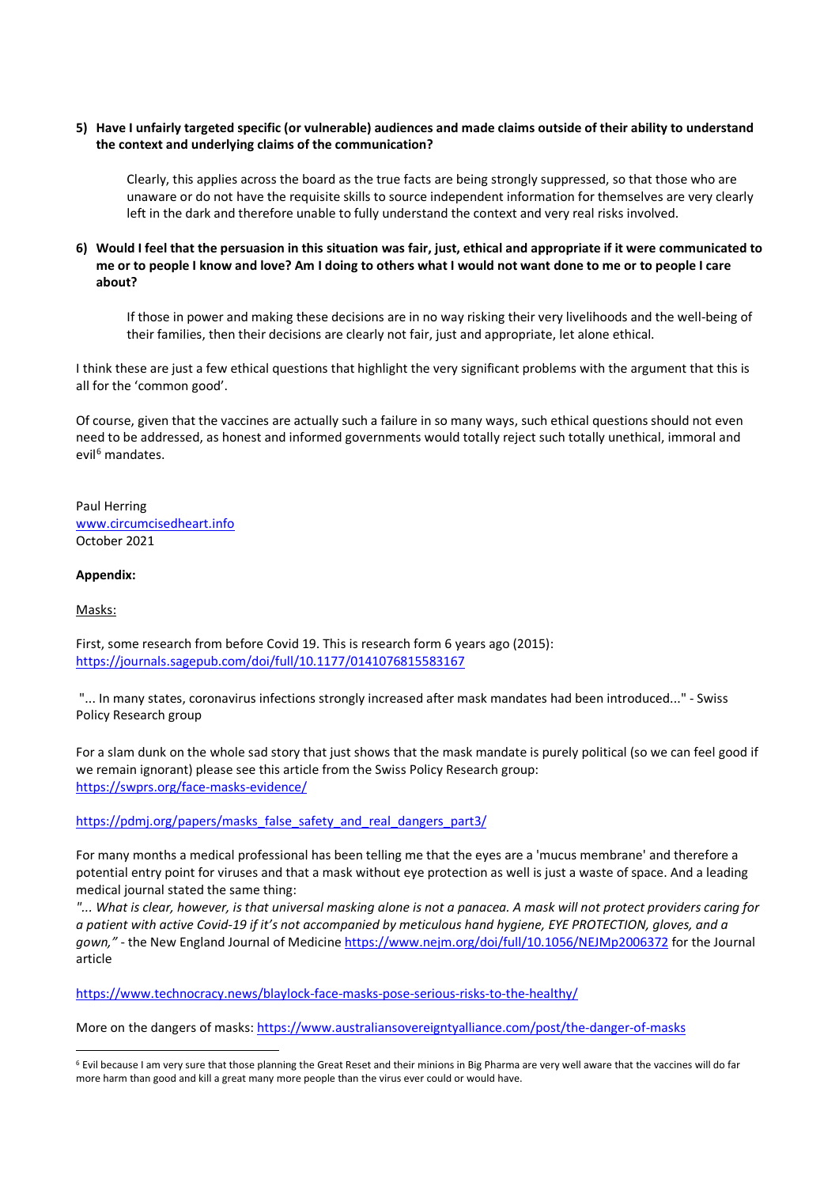5) **Have I unfairly targeted specific (or vulnerable) audiences and made claims outside of their ability to understand the context and underlying claims of the communication?**

   Clearly, this applies across the board as the true facts are being strongly suppressed, so that those who are unaware or do not have the requisite skills to source independent information for themselves are very clearly left in the dark and therefore unable to fully understand the context and very real risks involved.

6) **Would I feel that the persuasion in this situation was fair, just, ethical and appropriate if it were communicated to me or to people I know and love? Am I doing to others what I would not want done to me or to people I care about?**

   If those in power and making these decisions are in no way risking their very livelihoods and the well-being of their families, then their decisions are clearly not fair, just and appropriate, let alone ethical.

I think these are just a few ethical questions that highlight the very significant problems with the argument that this is all for the 'common good'.

Of course, given that the vaccines are actually such a failure in so many ways, such ethical questions should not even need to be addressed, as honest and informed governments would totally reject such totally unethical, immoral and evil[6] mandates.

Paul Herring
www.circumcisedheart.info
October 2021

**Appendix:**

Masks:

First, some research from before Covid 19. This is research form 6 years ago (2015): https://journals.sagepub.com/doi/full/10.1177/0141076815583167

"... In many states, coronavirus infections strongly increased after mask mandates had been introduced..." - Swiss Policy Research group

For a slam dunk on the whole sad story that just shows that the mask mandate is purely political (so we can feel good if we remain ignorant) please see this article from the Swiss Policy Research group: https://swprs.org/face-masks-evidence/

https://pdmj.org/papers/masks_false_safety_and_real_dangers_part3/

For many months a medical professional has been telling me that the eyes are a 'mucus membrane' and therefore a potential entry point for viruses and that a mask without eye protection as well is just a waste of space. And a leading medical journal stated the same thing:

*"... What is clear, however, is that universal masking alone is not a panacea. A mask will not protect providers caring for a patient with active Covid-19 if it's not accompanied by meticulous hand hygiene, EYE PROTECTION, gloves, and a gown,"* - the New England Journal of Medicine https://www.nejm.org/doi/full/10.1056/NEJMp2006372 for the Journal article

https://www.technocracy.news/blaylock-face-masks-pose-serious-risks-to-the-healthy/

More on the dangers of masks: https://www.australiansovereigntyalliance.com/post/the-danger-of-masks

[6] Evil because I am very sure that those planning the Great Reset and their minions in Big Pharma are very well aware that the vaccines will do far more harm than good and kill a great many more people than the virus ever could or would have.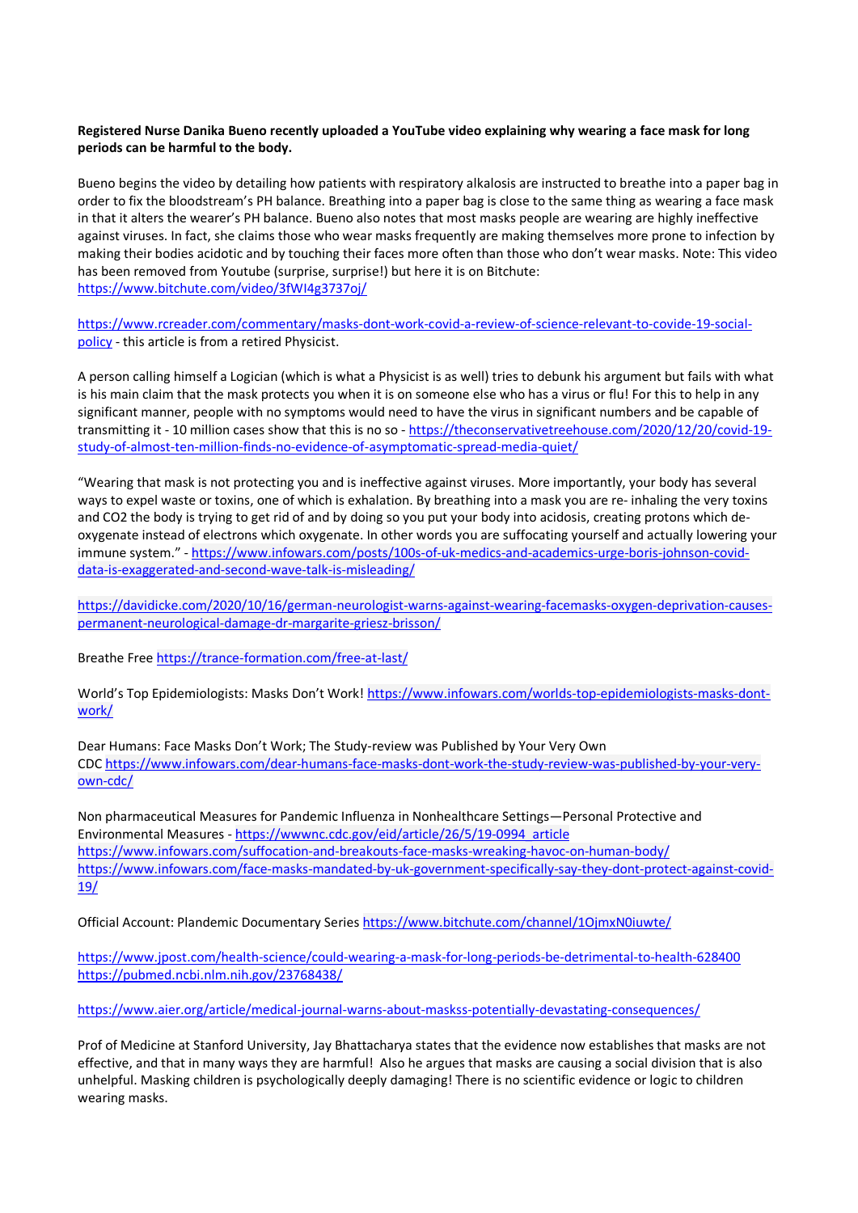**Registered Nurse Danika Bueno recently uploaded a YouTube video explaining why wearing a face mask for long periods can be harmful to the body.**

Bueno begins the video by detailing how patients with respiratory alkalosis are instructed to breathe into a paper bag in order to fix the bloodstream's PH balance. Breathing into a paper bag is close to the same thing as wearing a face mask in that it alters the wearer's PH balance. Bueno also notes that most masks people are wearing are highly ineffective against viruses. In fact, she claims those who wear masks frequently are making themselves more prone to infection by making their bodies acidotic and by touching their faces more often than those who don't wear masks. Note: This video has been removed from Youtube (surprise, surprise!) but here it is on Bitchute: https://www.bitchute.com/video/3fWI4g3737oj/

https://www.rcreader.com/commentary/masks-dont-work-covid-a-review-of-science-relevant-to-covide-19-social-policy - this article is from a retired Physicist.

A person calling himself a Logician (which is what a Physicist is as well) tries to debunk his argument but fails with what is his main claim that the mask protects you when it is on someone else who has a virus or flu! For this to help in any significant manner, people with no symptoms would need to have the virus in significant numbers and be capable of transmitting it - 10 million cases show that this is no so - https://theconservativetreehouse.com/2020/12/20/covid-19-study-of-almost-ten-million-finds-no-evidence-of-asymptomatic-spread-media-quiet/

"Wearing that mask is not protecting you and is ineffective against viruses. More importantly, your body has several ways to expel waste or toxins, one of which is exhalation. By breathing into a mask you are re- inhaling the very toxins and CO2 the body is trying to get rid of and by doing so you put your body into acidosis, creating protons which de-oxygenate instead of electrons which oxygenate. In other words you are suffocating yourself and actually lowering your immune system." - https://www.infowars.com/posts/100s-of-uk-medics-and-academics-urge-boris-johnson-covid-data-is-exaggerated-and-second-wave-talk-is-misleading/

https://davidicke.com/2020/10/16/german-neurologist-warns-against-wearing-facemasks-oxygen-deprivation-causes-permanent-neurological-damage-dr-margarite-griesz-brisson/

Breathe Free https://trance-formation.com/free-at-last/

World's Top Epidemiologists: Masks Don't Work! https://www.infowars.com/worlds-top-epidemiologists-masks-dont-work/

Dear Humans: Face Masks Don't Work; The Study-review was Published by Your Very Own CDC https://www.infowars.com/dear-humans-face-masks-dont-work-the-study-review-was-published-by-your-very-own-cdc/

Non pharmaceutical Measures for Pandemic Influenza in Nonhealthcare Settings—Personal Protective and Environmental Measures - https://wwwnc.cdc.gov/eid/article/26/5/19-0994_article
https://www.infowars.com/suffocation-and-breakouts-face-masks-wreaking-havoc-on-human-body/
https://www.infowars.com/face-masks-mandated-by-uk-government-specifically-say-they-dont-protect-against-covid-19/

Official Account: Plandemic Documentary Series https://www.bitchute.com/channel/1OjmxN0iuwte/

https://www.jpost.com/health-science/could-wearing-a-mask-for-long-periods-be-detrimental-to-health-628400
https://pubmed.ncbi.nlm.nih.gov/23768438/

https://www.aier.org/article/medical-journal-warns-about-maskss-potentially-devastating-consequences/

Prof of Medicine at Stanford University, Jay Bhattacharya states that the evidence now establishes that masks are not effective, and that in many ways they are harmful! Also he argues that masks are causing a social division that is also unhelpful. Masking children is psychologically deeply damaging! There is no scientific evidence or logic to children wearing masks.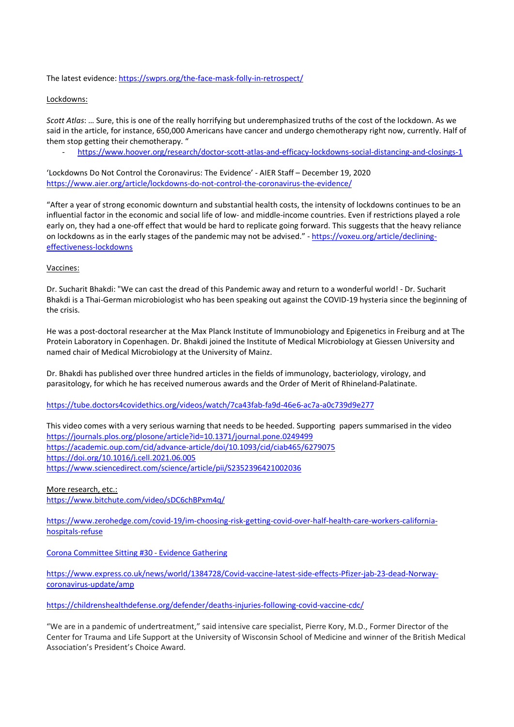The latest evidence: https://swprs.org/the-face-mask-folly-in-retrospect/

Lockdowns:

*Scott Atlas*: … Sure, this is one of the really horrifying but underemphasized truths of the cost of the lockdown. As we said in the article, for instance, 650,000 Americans have cancer and undergo chemotherapy right now, currently. Half of them stop getting their chemotherapy. "

- https://www.hoover.org/research/doctor-scott-atlas-and-efficacy-lockdowns-social-distancing-and-closings-1

'Lockdowns Do Not Control the Coronavirus: The Evidence' - AIER Staff – December 19, 2020
https://www.aier.org/article/lockdowns-do-not-control-the-coronavirus-the-evidence/

"After a year of strong economic downturn and substantial health costs, the intensity of lockdowns continues to be an influential factor in the economic and social life of low- and middle-income countries. Even if restrictions played a role early on, they had a one-off effect that would be hard to replicate going forward. This suggests that the heavy reliance on lockdowns as in the early stages of the pandemic may not be advised." - https://voxeu.org/article/declining-effectiveness-lockdowns

Vaccines:

Dr. Sucharit Bhakdi: "We can cast the dread of this Pandemic away and return to a wonderful world! - Dr. Sucharit Bhakdi is a Thai-German microbiologist who has been speaking out against the COVID-19 hysteria since the beginning of the crisis.

He was a post-doctoral researcher at the Max Planck Institute of Immunobiology and Epigenetics in Freiburg and at The Protein Laboratory in Copenhagen. Dr. Bhakdi joined the Institute of Medical Microbiology at Giessen University and named chair of Medical Microbiology at the University of Mainz.

Dr. Bhakdi has published over three hundred articles in the fields of immunology, bacteriology, virology, and parasitology, for which he has received numerous awards and the Order of Merit of Rhineland-Palatinate.

https://tube.doctors4covidethics.org/videos/watch/7ca43fab-fa9d-46e6-ac7a-a0c739d9e277

This video comes with a very serious warning that needs to be heeded. Supporting papers summarised in the video
https://journals.plos.org/plosone/article?id=10.1371/journal.pone.0249499
https://academic.oup.com/cid/advance-article/doi/10.1093/cid/ciab465/6279075
https://doi.org/10.1016/j.cell.2021.06.005
https://www.sciencedirect.com/science/article/pii/S2352396421002036

More research, etc.:
https://www.bitchute.com/video/sDC6chBPxm4q/

https://www.zerohedge.com/covid-19/im-choosing-risk-getting-covid-over-half-health-care-workers-california-hospitals-refuse

Corona Committee Sitting #30 - Evidence Gathering

https://www.express.co.uk/news/world/1384728/Covid-vaccine-latest-side-effects-Pfizer-jab-23-dead-Norway-coronavirus-update/amp

https://childrenshealthdefense.org/defender/deaths-injuries-following-covid-vaccine-cdc/

"We are in a pandemic of undertreatment," said intensive care specialist, Pierre Kory, M.D., Former Director of the Center for Trauma and Life Support at the University of Wisconsin School of Medicine and winner of the British Medical Association's President's Choice Award.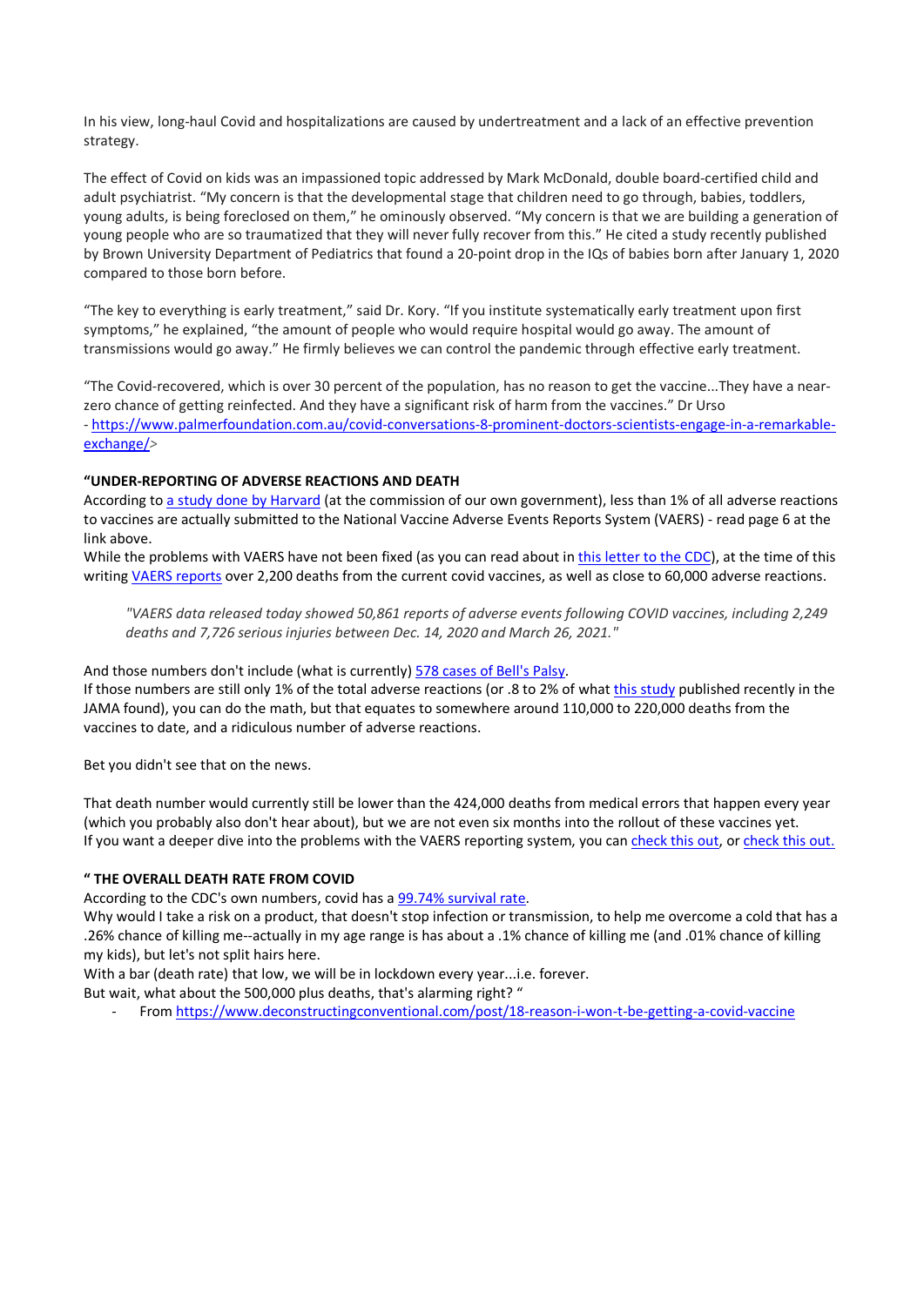In his view, long-haul Covid and hospitalizations are caused by undertreatment and a lack of an effective prevention strategy.

The effect of Covid on kids was an impassioned topic addressed by Mark McDonald, double board-certified child and adult psychiatrist. “My concern is that the developmental stage that children need to go through, babies, toddlers, young adults, is being foreclosed on them,” he ominously observed. “My concern is that we are building a generation of young people who are so traumatized that they will never fully recover from this.” He cited a study recently published by Brown University Department of Pediatrics that found a 20-point drop in the IQs of babies born after January 1, 2020 compared to those born before.

“The key to everything is early treatment,” said Dr. Kory. “If you institute systematically early treatment upon first symptoms,” he explained, “the amount of people who would require hospital would go away. The amount of transmissions would go away.” He firmly believes we can control the pandemic through effective early treatment.

“The Covid-recovered, which is over 30 percent of the population, has no reason to get the vaccine...They have a near-zero chance of getting reinfected. And they have a significant risk of harm from the vaccines.” Dr Urso
- https://www.palmerfoundation.com.au/covid-conversations-8-prominent-doctors-scientists-engage-in-a-remarkable-exchange/>

**“UNDER-REPORTING OF ADVERSE REACTIONS AND DEATH**

According to a study done by Harvard (at the commission of our own government), less than 1% of all adverse reactions to vaccines are actually submitted to the National Vaccine Adverse Events Reports System (VAERS) - read page 6 at the link above.

While the problems with VAERS have not been fixed (as you can read about in this letter to the CDC), at the time of this writing VAERS reports over 2,200 deaths from the current covid vaccines, as well as close to 60,000 adverse reactions.

> *"VAERS data released today showed 50,861 reports of adverse events following COVID vaccines, including 2,249 deaths and 7,726 serious injuries between Dec. 14, 2020 and March 26, 2021."*

And those numbers don't include (what is currently) 578 cases of Bell's Palsy.

If those numbers are still only 1% of the total adverse reactions (or .8 to 2% of what this study published recently in the JAMA found), you can do the math, but that equates to somewhere around 110,000 to 220,000 deaths from the vaccines to date, and a ridiculous number of adverse reactions.

Bet you didn't see that on the news.

That death number would currently still be lower than the 424,000 deaths from medical errors that happen every year (which you probably also don't hear about), but we are not even six months into the rollout of these vaccines yet.

If you want a deeper dive into the problems with the VAERS reporting system, you can check this out, or check this out.

**“ THE OVERALL DEATH RATE FROM COVID**

According to the CDC's own numbers, covid has a 99.74% survival rate.

Why would I take a risk on a product, that doesn't stop infection or transmission, to help me overcome a cold that has a .26% chance of killing me--actually in my age range is has about a .1% chance of killing me (and .01% chance of killing my kids), but let's not split hairs here.

With a bar (death rate) that low, we will be in lockdown every year...i.e. forever.

But wait, what about the 500,000 plus deaths, that's alarming right? “

- From https://www.deconstructingconventional.com/post/18-reason-i-won-t-be-getting-a-covid-vaccine